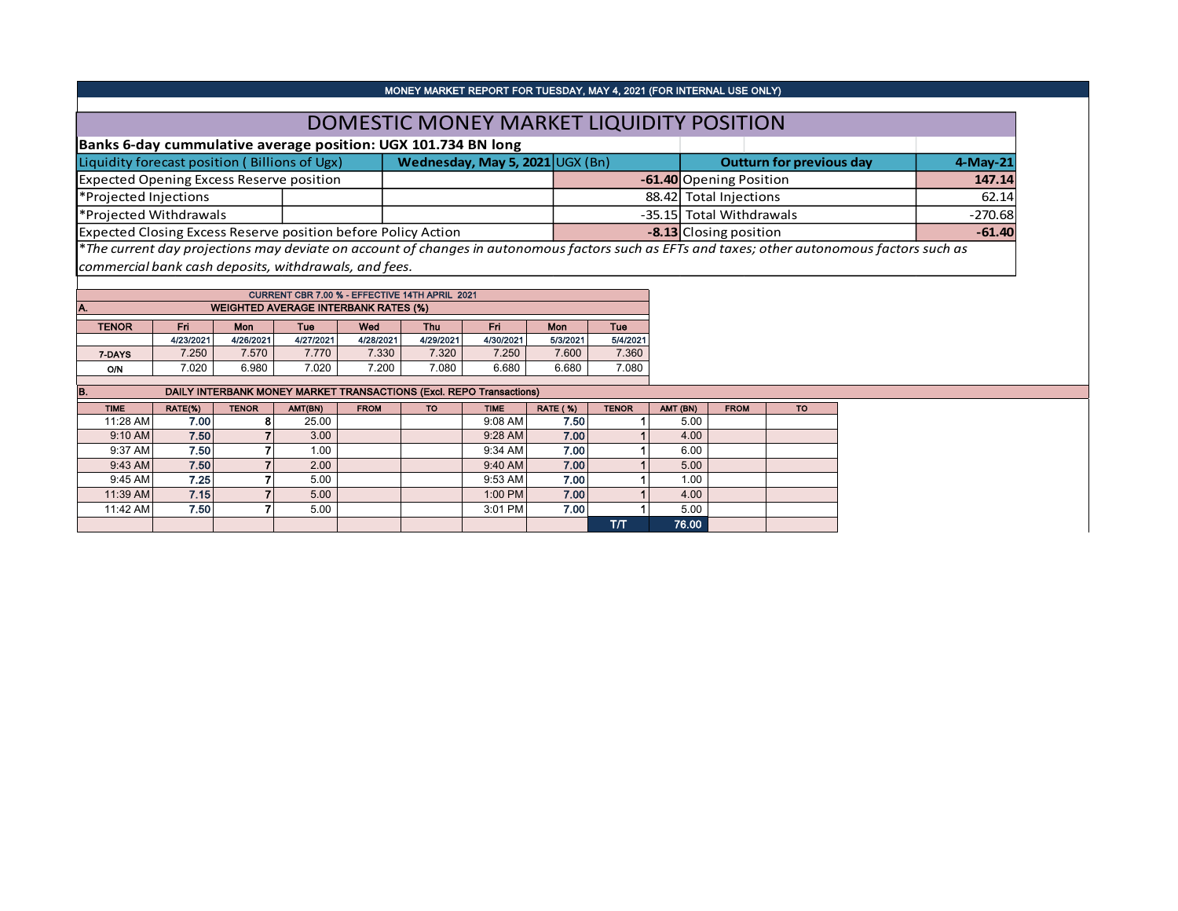MONEY MARKET REPORT FOR TUESDAY, MAY 4, 2021 (FOR INTERNAL USE ONLY)

# DOMESTIC MONEY MARKET LIQUIDITY POSITION

**Banks 6-day cummulative average position: UGX 101.734 BN long**

| Liquidity forecast position ( Billions of Ugx) | Wednesday, May 5, 2021 UGX (Bn) | Outturn for previous day | 4-May-21 |
|---|---|---|---|
| Expected Opening Excess Reserve position | -61.40 | Opening Position | 147.14 |
| *Projected Injections | 88.42 | Total Injections | 62.14 |
| *Projected Withdrawals | -35.15 | Total Withdrawals | -270.68 |
| Expected Closing Excess Reserve position before Policy Action | -8.13 | Closing position | -61.40 |

*\*The current day projections may deviate on account of changes in autonomous factors such as EFTs and taxes; other autonomous factors such as commercial bank cash deposits, withdrawals, and fees.*

CURRENT CBR 7.00 % - EFFECTIVE 14TH APRIL 2021

**A. WEIGHTED AVERAGE INTERBANK RATES (%)**

| TENOR | Fri | Mon | Tue | Wed | Thu | Fri | Mon | Tue |
|---|---|---|---|---|---|---|---|---|
| | 4/23/2021 | 4/26/2021 | 4/27/2021 | 4/28/2021 | 4/29/2021 | 4/30/2021 | 5/3/2021 | 5/4/2021 |
| 7-DAYS | 7.250 | 7.570 | 7.770 | 7.330 | 7.320 | 7.250 | 7.600 | 7.360 |
| O/N | 7.020 | 6.980 | 7.020 | 7.200 | 7.080 | 6.680 | 6.680 | 7.080 |

**B. DAILY INTERBANK MONEY MARKET TRANSACTIONS (Excl. REPO Transactions)**

| TIME | RATE(%) | TENOR | AMT(BN) | FROM | TO | TIME | RATE ( %) | TENOR | AMT (BN) | FROM | TO |
|---|---|---|---|---|---|---|---|---|---|---|---|
| 11:28 AM | 7.00 | 8 | 25.00 | | | 9:08 AM | 7.50 | 1 | 5.00 | | |
| 9:10 AM | 7.50 | 7 | 3.00 | | | 9:28 AM | 7.00 | 1 | 4.00 | | |
| 9:37 AM | 7.50 | 7 | 1.00 | | | 9:34 AM | 7.00 | 1 | 6.00 | | |
| 9:43 AM | 7.50 | 7 | 2.00 | | | 9:40 AM | 7.00 | 1 | 5.00 | | |
| 9:45 AM | 7.25 | 7 | 5.00 | | | 9:53 AM | 7.00 | 1 | 1.00 | | |
| 11:39 AM | 7.15 | 7 | 5.00 | | | 1:00 PM | 7.00 | 1 | 4.00 | | |
| 11:42 AM | 7.50 | 7 | 5.00 | | | 3:01 PM | 7.00 | 1 | 5.00 | | |
| | | | | | | | | T/T | 76.00 | | |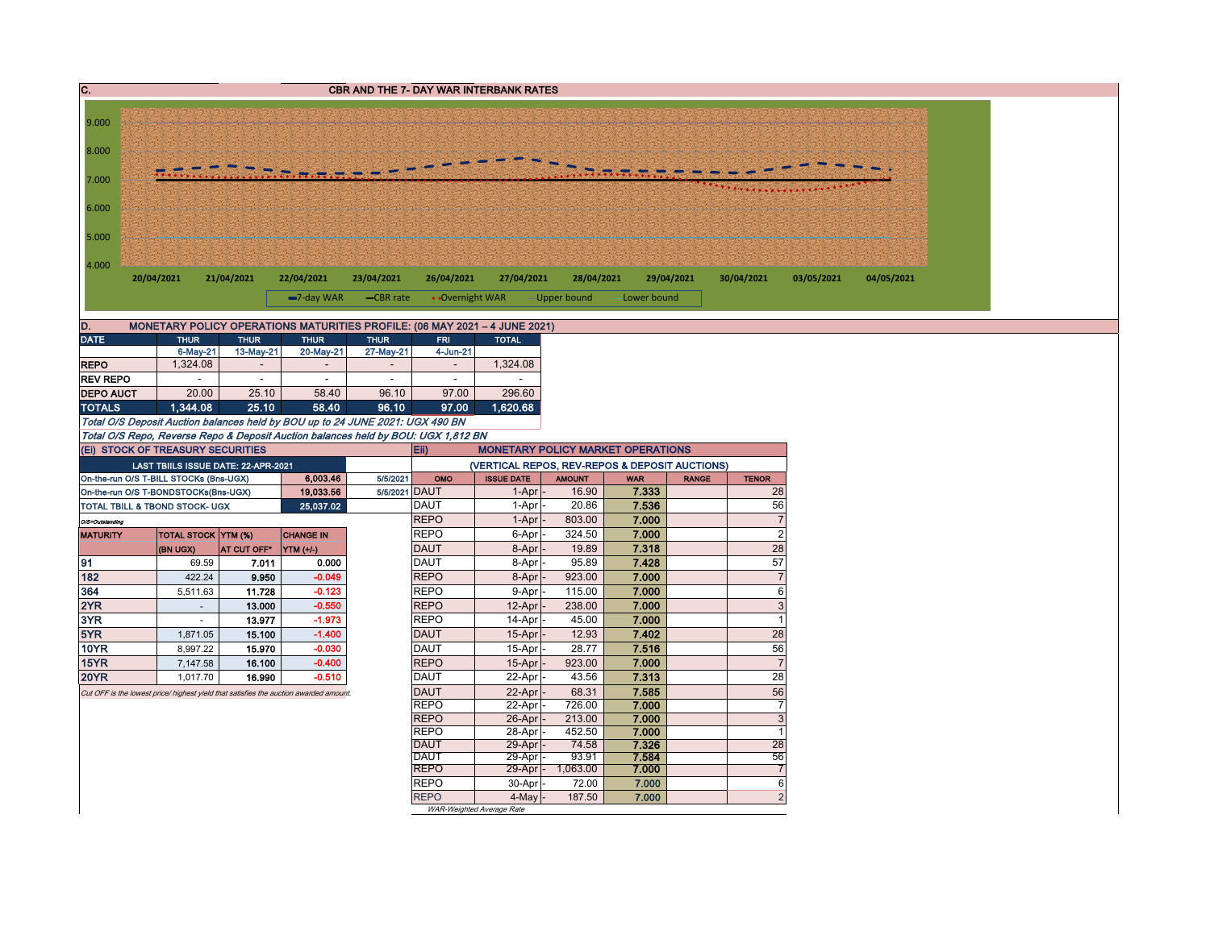## C. CBR AND THE 7- DAY WAR INTERBANK RATES

9.000
8.000
7.000
6.000
5.000
4.000

20/04/2021 21/04/2021 22/04/2021 23/04/2021 26/04/2021 27/04/2021 28/04/2021 29/04/2021 30/04/2021 03/05/2021 04/05/2021

7-day WAR — CBR rate — Overnight WAR — Upper bound — Lower bound

## D. MONETARY POLICY OPERATIONS MATURITIES PROFILE: (06 MAY 2021 – 4 JUNE 2021)

| DATE | THUR | THUR | THUR | THUR | FRI | TOTAL |
|---|---|---|---|---|---|---|
| | 6-May-21 | 13-May-21 | 20-May-21 | 27-May-21 | 4-Jun-21 | |
| REPO | 1,324.08 | - | - | - | - | 1,324.08 |
| REV REPO | - | - | - | - | - | - |
| DEPO AUCT | 20.00 | 25.10 | 58.40 | 96.10 | 97.00 | 296.60 |
| **TOTALS** | **1,344.08** | **25.10** | **58.40** | **96.10** | **97.00** | **1,620.68** |

*Total O/S Deposit Auction balances held by BOU up to 24 JUNE 2021: UGX 490 BN*

*Total O/S Repo, Reverse Repo & Deposit Auction balances held by BOU: UGX 1,812 BN*

## (Ei) STOCK OF TREASURY SECURITIES

| LAST TBIILS ISSUE DATE: 22-APR-2021 | | |
|---|---|---|
| On-the-run O/S T-BILL STOCKs (Bns-UGX) | 6,003.46 | 5/5/2021 |
| On-the-run O/S T-BONDSTOCKs(Bns-UGX) | 19,033.56 | 5/5/2021 |
| TOTAL TBILL & TBOND STOCK- UGX | 25,037.02 | |

O/S=Outstanding

| MATURITY | TOTAL STOCK (BN UGX) | YTM (%) AT CUT OFF* | CHANGE IN YTM (+/-) |
|---|---|---|---|
| 91 | 69.59 | 7.011 | 0.000 |
| 182 | 422.24 | 9.950 | -0.049 |
| 364 | 5,511.63 | 11.728 | -0.123 |
| 2YR | - | 13.000 | -0.550 |
| 3YR | - | 13.977 | -1.973 |
| 5YR | 1,871.05 | 15.100 | -1.400 |
| 10YR | 8,997.22 | 15.970 | -0.030 |
| 15YR | 7,147.58 | 16.100 | -0.400 |
| 20YR | 1,017.70 | 16.990 | -0.510 |

*Cut OFF is the lowest price/ highest yield that satisfies the auction awarded amount.*

## Eii) MONETARY POLICY MARKET OPERATIONS

(VERTICAL REPOS, REV-REPOS & DEPOSIT AUCTIONS)

| OMO | ISSUE DATE | AMOUNT | WAR | RANGE | TENOR |
|---|---|---|---|---|---|
| DAUT | 1-Apr | 16.90 | 7.333 | | 28 |
| DAUT | 1-Apr | 20.86 | 7.536 | | 56 |
| REPO | 1-Apr | 803.00 | 7.000 | | 7 |
| REPO | 6-Apr | 324.50 | 7.000 | | 2 |
| DAUT | 8-Apr | 19.89 | 7.318 | | 28 |
| DAUT | 8-Apr | 95.89 | 7.428 | | 57 |
| REPO | 8-Apr | 923.00 | 7.000 | | 7 |
| REPO | 9-Apr | 115.00 | 7.000 | | 6 |
| REPO | 12-Apr | 238.00 | 7.000 | | 3 |
| REPO | 14-Apr | 45.00 | 7.000 | | 1 |
| DAUT | 15-Apr | 12.93 | 7.402 | | 28 |
| DAUT | 15-Apr | 28.77 | 7.516 | | 56 |
| REPO | 15-Apr | 923.00 | 7.000 | | 7 |
| DAUT | 22-Apr | 43.56 | 7.313 | | 28 |
| DAUT | 22-Apr | 68.31 | 7.585 | | 56 |
| REPO | 22-Apr | 726.00 | 7.000 | | 7 |
| REPO | 26-Apr | 213.00 | 7.000 | | 3 |
| REPO | 28-Apr | 452.50 | 7.000 | | 1 |
| DAUT | 29-Apr | 74.58 | 7.326 | | 28 |
| DAUT | 29-Apr | 93.91 | 7.584 | | 56 |
| REPO | 29-Apr | 1,063.00 | 7.000 | | 7 |
| REPO | 30-Apr | 72.00 | 7.000 | | 6 |
| REPO | 4-May | 187.50 | 7.000 | | 2 |

*WAR-Weighted Average Rate*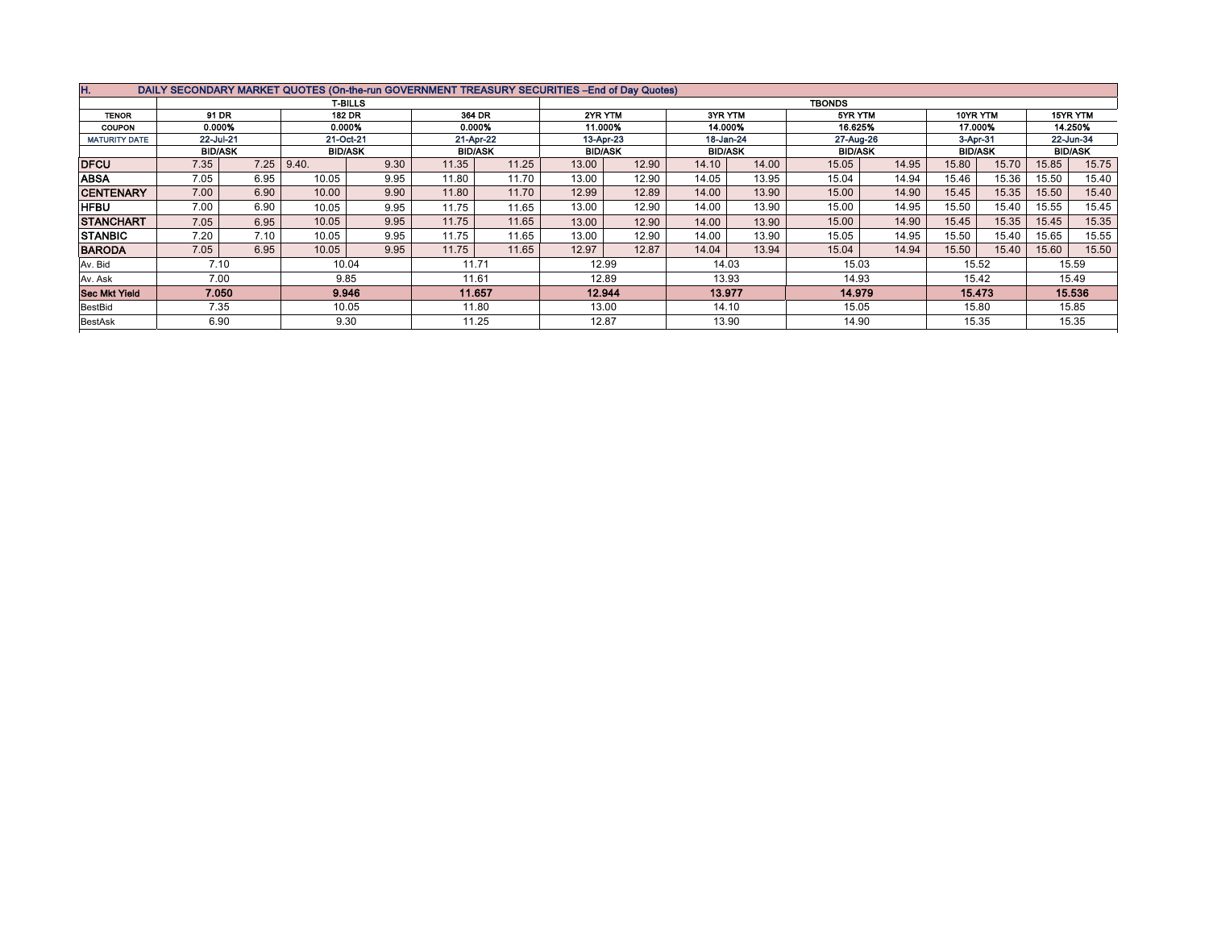| H. | DAILY SECONDARY MARKET QUOTES (On-the-run GOVERNMENT TREASURY SECURITIES –End of Day Quotes) | | | | | | | | | | | | | | | |
|---|---|---|---|---|---|---|---|---|---|---|---|---|---|---|---|---|
| | T-BILLS | | | | | | TBONDS | | | | | | | | | |
| TENOR | 91 DR | | 182 DR | | 364 DR | | 2YR YTM | | 3YR YTM | | 5YR YTM | | 10YR YTM | | 15YR YTM | |
| COUPON | 0.000% | | 0.000% | | 0.000% | | 11.000% | | 14.000% | | 16.625% | | 17.000% | | 14.250% | |
| MATURITY DATE | 22-Jul-21 | | 21-Oct-21 | | 21-Apr-22 | | 13-Apr-23 | | 18-Jan-24 | | 27-Aug-26 | | 3-Apr-31 | | 22-Jun-34 | |
| | BID/ASK | | BID/ASK | | BID/ASK | | BID/ASK | | BID/ASK | | BID/ASK | | BID/ASK | | BID/ASK | |
| **DFCU** | 7.35 | 7.25 | 9.40. | 9.30 | 11.35 | 11.25 | 13.00 | 12.90 | 14.10 | 14.00 | 15.05 | 14.95 | 15.80 | 15.70 | 15.85 | 15.75 |
| **ABSA** | 7.05 | 6.95 | 10.05 | 9.95 | 11.80 | 11.70 | 13.00 | 12.90 | 14.05 | 13.95 | 15.04 | 14.94 | 15.46 | 15.36 | 15.50 | 15.40 |
| **CENTENARY** | 7.00 | 6.90 | 10.00 | 9.90 | 11.80 | 11.70 | 12.99 | 12.89 | 14.00 | 13.90 | 15.00 | 14.90 | 15.45 | 15.35 | 15.50 | 15.40 |
| **HFBU** | 7.00 | 6.90 | 10.05 | 9.95 | 11.75 | 11.65 | 13.00 | 12.90 | 14.00 | 13.90 | 15.00 | 14.95 | 15.50 | 15.40 | 15.55 | 15.45 |
| **STANCHART** | 7.05 | 6.95 | 10.05 | 9.95 | 11.75 | 11.65 | 13.00 | 12.90 | 14.00 | 13.90 | 15.00 | 14.90 | 15.45 | 15.35 | 15.45 | 15.35 |
| **STANBIC** | 7.20 | 7.10 | 10.05 | 9.95 | 11.75 | 11.65 | 13.00 | 12.90 | 14.00 | 13.90 | 15.05 | 14.95 | 15.50 | 15.40 | 15.65 | 15.55 |
| **BARODA** | 7.05 | 6.95 | 10.05 | 9.95 | 11.75 | 11.65 | 12.97 | 12.87 | 14.04 | 13.94 | 15.04 | 14.94 | 15.50 | 15.40 | 15.60 | 15.50 |
| Av. Bid | 7.10 | | 10.04 | | 11.71 | | 12.99 | | 14.03 | | 15.03 | | 15.52 | | 15.59 | |
| Av. Ask | 7.00 | | 9.85 | | 11.61 | | 12.89 | | 13.93 | | 14.93 | | 15.42 | | 15.49 | |
| **Sec Mkt Yield** | **7.050** | | **9.946** | | **11.657** | | **12.944** | | **13.977** | | **14.979** | | **15.473** | | **15.536** | |
| BestBid | 7.35 | | 10.05 | | 11.80 | | 13.00 | | 14.10 | | 15.05 | | 15.80 | | 15.85 | |
| BestAsk | 6.90 | | 9.30 | | 11.25 | | 12.87 | | 13.90 | | 14.90 | | 15.35 | | 15.35 | |